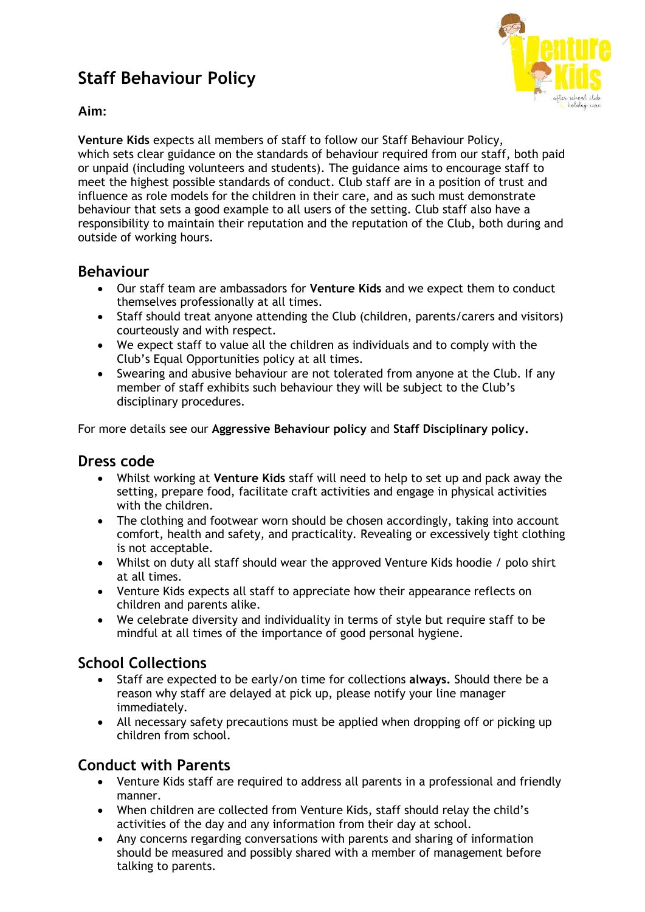# Staff Behaviour Policy

**Aim:**

**Venture Kids** expects all members of staff to follow our Staff Behaviour Policy, which sets clear guidance on the standards of behaviour required from our staff, both paid or unpaid (including volunteers and students). The guidance aims to encourage staff to meet the highest possible standards of conduct. Club staff are in a position of trust and influence as role models for the children in their care, and as such must demonstrate behaviour that sets a good example to all users of the setting. Club staff also have a responsibility to maintain their reputation and the reputation of the Club, both during and outside of working hours.

## Behaviour

- Our staff team are ambassadors for **Venture Kids** and we expect them to conduct themselves professionally at all times.
- Staff should treat anyone attending the Club (children, parents/carers and visitors) courteously and with respect.
- We expect staff to value all the children as individuals and to comply with the Club's Equal Opportunities policy at all times.
- Swearing and abusive behaviour are not tolerated from anyone at the Club. If any member of staff exhibits such behaviour they will be subject to the Club's disciplinary procedures.

For more details see our **Aggressive Behaviour policy** and **Staff Disciplinary policy.**

## Dress code

- Whilst working at **Venture Kids** staff will need to help to set up and pack away the setting, prepare food, facilitate craft activities and engage in physical activities with the children.
- The clothing and footwear worn should be chosen accordingly, taking into account comfort, health and safety, and practicality. Revealing or excessively tight clothing is not acceptable.
- Whilst on duty all staff should wear the approved Venture Kids hoodie / polo shirt at all times.
- Venture Kids expects all staff to appreciate how their appearance reflects on children and parents alike.
- We celebrate diversity and individuality in terms of style but require staff to be mindful at all times of the importance of good personal hygiene.

## School Collections

- Staff are expected to be early/on time for collections **always.** Should there be a reason why staff are delayed at pick up, please notify your line manager immediately.
- All necessary safety precautions must be applied when dropping off or picking up children from school.

## Conduct with Parents

- Venture Kids staff are required to address all parents in a professional and friendly manner.
- When children are collected from Venture Kids, staff should relay the child's activities of the day and any information from their day at school.
- Any concerns regarding conversations with parents and sharing of information should be measured and possibly shared with a member of management before talking to parents.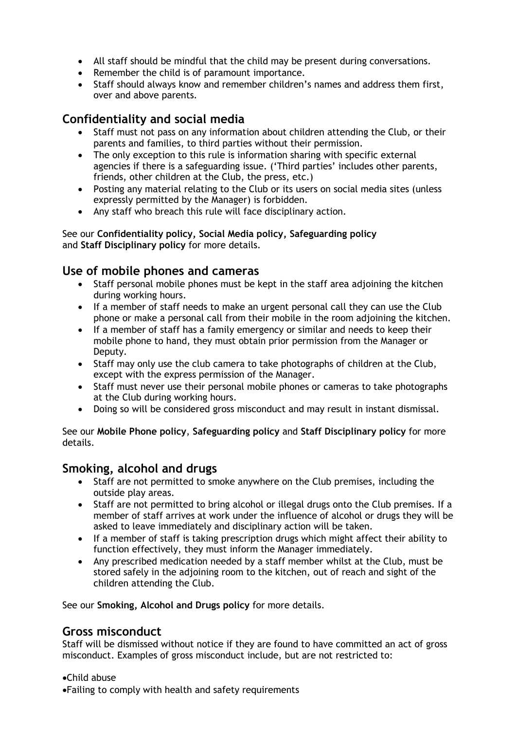- All staff should be mindful that the child may be present during conversations.
- Remember the child is of paramount importance.
- Staff should always know and remember children's names and address them first, over and above parents.

## Confidentiality and social media

- Staff must not pass on any information about children attending the Club, or their parents and families, to third parties without their permission.
- The only exception to this rule is information sharing with specific external agencies if there is a safeguarding issue. ('Third parties' includes other parents, friends, other children at the Club, the press, etc.)
- Posting any material relating to the Club or its users on social media sites (unless expressly permitted by the Manager) is forbidden.
- Any staff who breach this rule will face disciplinary action.

See our **Confidentiality policy, Social Media policy, Safeguarding policy** and **Staff Disciplinary policy** for more details.

## Use of mobile phones and cameras

- Staff personal mobile phones must be kept in the staff area adjoining the kitchen during working hours.
- If a member of staff needs to make an urgent personal call they can use the Club phone or make a personal call from their mobile in the room adjoining the kitchen.
- If a member of staff has a family emergency or similar and needs to keep their mobile phone to hand, they must obtain prior permission from the Manager or Deputy.
- Staff may only use the club camera to take photographs of children at the Club, except with the express permission of the Manager.
- Staff must never use their personal mobile phones or cameras to take photographs at the Club during working hours.
- Doing so will be considered gross misconduct and may result in instant dismissal.

See our **Mobile Phone policy**, **Safeguarding policy** and **Staff Disciplinary policy** for more details.

## Smoking, alcohol and drugs

- Staff are not permitted to smoke anywhere on the Club premises, including the outside play areas.
- Staff are not permitted to bring alcohol or illegal drugs onto the Club premises. If a member of staff arrives at work under the influence of alcohol or drugs they will be asked to leave immediately and disciplinary action will be taken.
- If a member of staff is taking prescription drugs which might affect their ability to function effectively, they must inform the Manager immediately.
- Any prescribed medication needed by a staff member whilst at the Club, must be stored safely in the adjoining room to the kitchen, out of reach and sight of the children attending the Club.

See our **Smoking, Alcohol and Drugs policy** for more details.

## Gross misconduct

Staff will be dismissed without notice if they are found to have committed an act of gross misconduct. Examples of gross misconduct include, but are not restricted to:

- Child abuse
- Failing to comply with health and safety requirements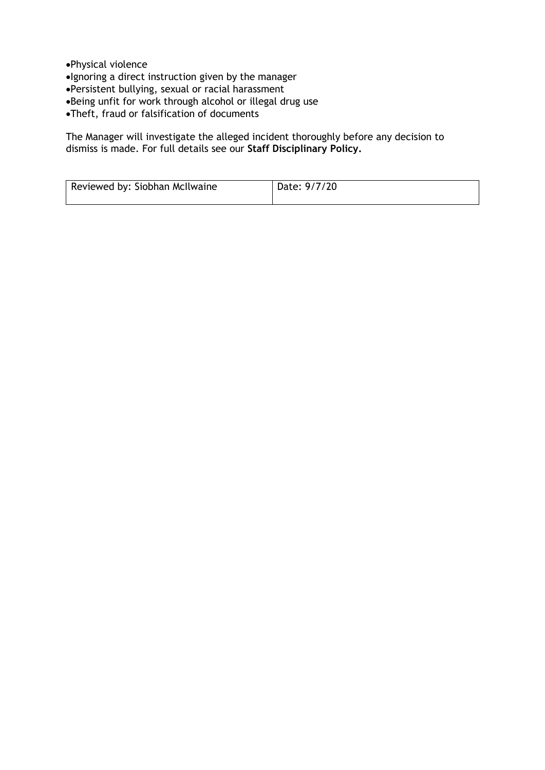- Physical violence
- Ignoring a direct instruction given by the manager
- Persistent bullying, sexual or racial harassment
- Being unfit for work through alcohol or illegal drug use
- Theft, fraud or falsification of documents

The Manager will investigate the alleged incident thoroughly before any decision to dismiss is made. For full details see our **Staff Disciplinary Policy.**

| | |
|---|---|
| Reviewed by: Siobhan McIlwaine | Date: 9/7/20 |